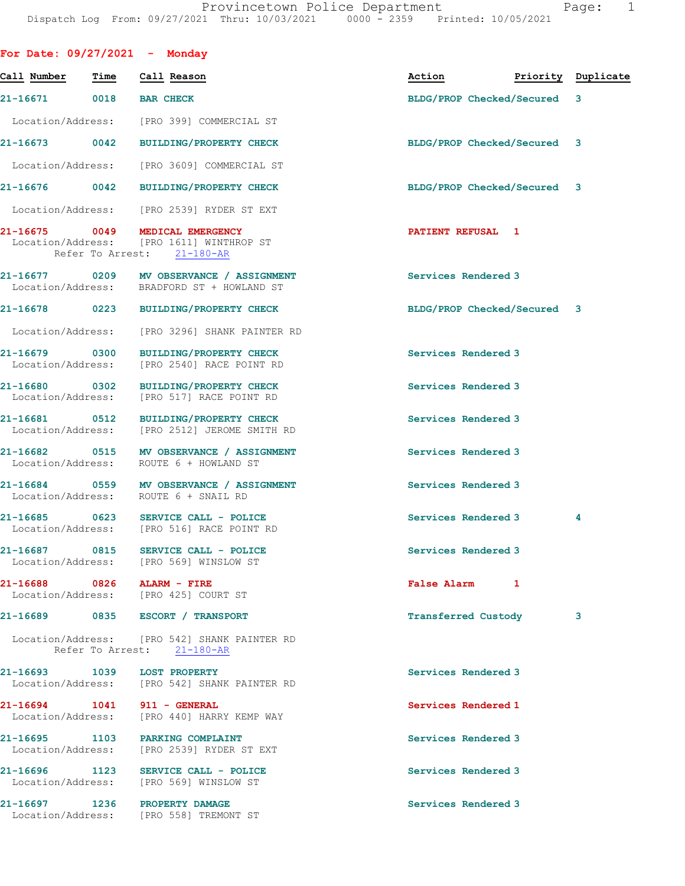Provincetown Police Department
Dispatch Log From: 09/27/2021 Thru: 10/03/2021 0000 - 2359 Printed: 10/05/2021

## For Date: 09/27/2021 - Monday

| Call Number | Time | Call Reason | Action | Priority | Duplicate |
|---|---|---|---|---|---|
| 21-16671 | 0018 | BAR CHECK | BLDG/PROP Checked/Secured | 3 | |
| | | Location/Address: [PRO 399] COMMERCIAL ST | | | |
| 21-16673 | 0042 | BUILDING/PROPERTY CHECK | BLDG/PROP Checked/Secured | 3 | |
| | | Location/Address: [PRO 3609] COMMERCIAL ST | | | |
| 21-16676 | 0042 | BUILDING/PROPERTY CHECK | BLDG/PROP Checked/Secured | 3 | |
| | | Location/Address: [PRO 2539] RYDER ST EXT | | | |
| 21-16675 | 0049 | MEDICAL EMERGENCY | PATIENT REFUSAL | 1 | |
| | | Location/Address: [PRO 1611] WINTHROP ST; Refer To Arrest: 21-180-AR | | | |
| 21-16677 | 0209 | MV OBSERVANCE / ASSIGNMENT | Services Rendered | 3 | |
| | | Location/Address: BRADFORD ST + HOWLAND ST | | | |
| 21-16678 | 0223 | BUILDING/PROPERTY CHECK | BLDG/PROP Checked/Secured | 3 | |
| | | Location/Address: [PRO 3296] SHANK PAINTER RD | | | |
| 21-16679 | 0300 | BUILDING/PROPERTY CHECK | Services Rendered | 3 | |
| | | Location/Address: [PRO 2540] RACE POINT RD | | | |
| 21-16680 | 0302 | BUILDING/PROPERTY CHECK | Services Rendered | 3 | |
| | | Location/Address: [PRO 517] RACE POINT RD | | | |
| 21-16681 | 0512 | BUILDING/PROPERTY CHECK | Services Rendered | 3 | |
| | | Location/Address: [PRO 2512] JEROME SMITH RD | | | |
| 21-16682 | 0515 | MV OBSERVANCE / ASSIGNMENT | Services Rendered | 3 | |
| | | Location/Address: ROUTE 6 + HOWLAND ST | | | |
| 21-16684 | 0559 | MV OBSERVANCE / ASSIGNMENT | Services Rendered | 3 | |
| | | Location/Address: ROUTE 6 + SNAIL RD | | | |
| 21-16685 | 0623 | SERVICE CALL - POLICE | Services Rendered | 3 | 4 |
| | | Location/Address: [PRO 516] RACE POINT RD | | | |
| 21-16687 | 0815 | SERVICE CALL - POLICE | Services Rendered | 3 | |
| | | Location/Address: [PRO 569] WINSLOW ST | | | |
| 21-16688 | 0826 | ALARM - FIRE | False Alarm | 1 | |
| | | Location/Address: [PRO 425] COURT ST | | | |
| 21-16689 | 0835 | ESCORT / TRANSPORT | Transferred Custody | 3 | |
| | | Location/Address: [PRO 542] SHANK PAINTER RD; Refer To Arrest: 21-180-AR | | | |
| 21-16693 | 1039 | LOST PROPERTY | Services Rendered | 3 | |
| | | Location/Address: [PRO 542] SHANK PAINTER RD | | | |
| 21-16694 | 1041 | 911 - GENERAL | Services Rendered | 1 | |
| | | Location/Address: [PRO 440] HARRY KEMP WAY | | | |
| 21-16695 | 1103 | PARKING COMPLAINT | Services Rendered | 3 | |
| | | Location/Address: [PRO 2539] RYDER ST EXT | | | |
| 21-16696 | 1123 | SERVICE CALL - POLICE | Services Rendered | 3 | |
| | | Location/Address: [PRO 569] WINSLOW ST | | | |
| 21-16697 | 1236 | PROPERTY DAMAGE | Services Rendered | 3 | |
| | | Location/Address: [PRO 558] TREMONT ST | | | |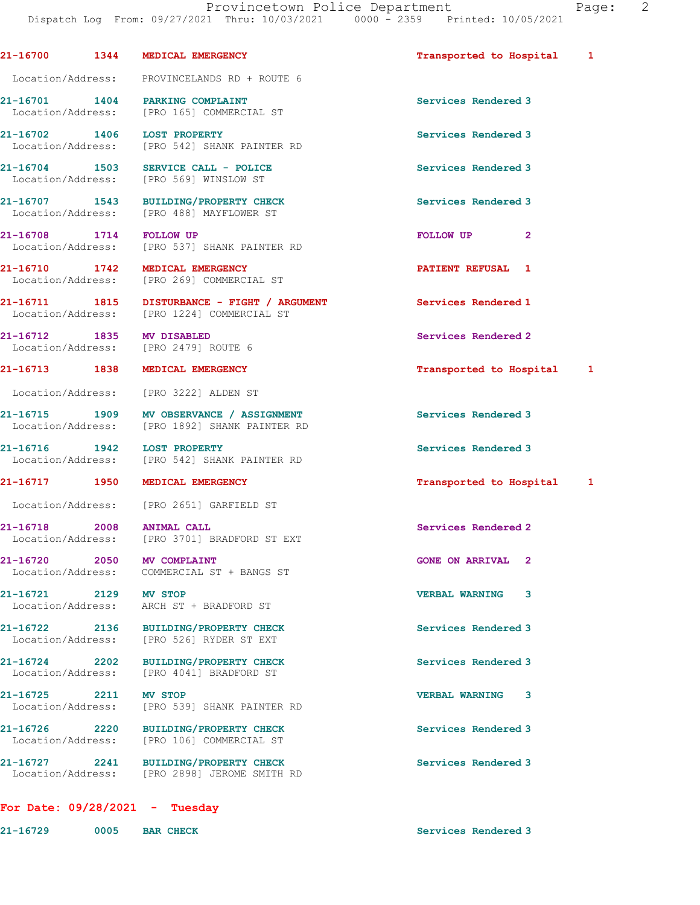21-16700 1344 MEDICAL EMERGENCY Transported to Hospital 1

Location/Address: PROVINCELANDS RD + ROUTE 6

21-16701 1404 PARKING COMPLAINT Services Rendered 3
Location/Address: [PRO 165] COMMERCIAL ST

21-16702 1406 LOST PROPERTY Services Rendered 3
Location/Address: [PRO 542] SHANK PAINTER RD

21-16704 1503 SERVICE CALL - POLICE Services Rendered 3
Location/Address: [PRO 569] WINSLOW ST

21-16707 1543 BUILDING/PROPERTY CHECK Services Rendered 3
Location/Address: [PRO 488] MAYFLOWER ST

21-16708 1714 FOLLOW UP FOLLOW UP 2
Location/Address: [PRO 537] SHANK PAINTER RD

21-16710 1742 MEDICAL EMERGENCY PATIENT REFUSAL 1
Location/Address: [PRO 269] COMMERCIAL ST

21-16711 1815 DISTURBANCE - FIGHT / ARGUMENT Services Rendered 1
Location/Address: [PRO 1224] COMMERCIAL ST

21-16712 1835 MV DISABLED Services Rendered 2
Location/Address: [PRO 2479] ROUTE 6

21-16713 1838 MEDICAL EMERGENCY Transported to Hospital 1

Location/Address: [PRO 3222] ALDEN ST

21-16715 1909 MV OBSERVANCE / ASSIGNMENT Services Rendered 3
Location/Address: [PRO 1892] SHANK PAINTER RD

21-16716 1942 LOST PROPERTY Services Rendered 3
Location/Address: [PRO 542] SHANK PAINTER RD

21-16717 1950 MEDICAL EMERGENCY Transported to Hospital 1

Location/Address: [PRO 2651] GARFIELD ST

21-16718 2008 ANIMAL CALL Services Rendered 2
Location/Address: [PRO 3701] BRADFORD ST EXT

21-16720 2050 MV COMPLAINT GONE ON ARRIVAL 2
Location/Address: COMMERCIAL ST + BANGS ST

21-16721 2129 MV STOP VERBAL WARNING 3
Location/Address: ARCH ST + BRADFORD ST

21-16722 2136 BUILDING/PROPERTY CHECK Services Rendered 3
Location/Address: [PRO 526] RYDER ST EXT

21-16724 2202 BUILDING/PROPERTY CHECK Services Rendered 3
Location/Address: [PRO 4041] BRADFORD ST

21-16725 2211 MV STOP VERBAL WARNING 3
Location/Address: [PRO 539] SHANK PAINTER RD

21-16726 2220 BUILDING/PROPERTY CHECK Services Rendered 3
Location/Address: [PRO 106] COMMERCIAL ST

21-16727 2241 BUILDING/PROPERTY CHECK Services Rendered 3
Location/Address: [PRO 2898] JEROME SMITH RD

**For Date: 09/28/2021 - Tuesday**

21-16729 0005 BAR CHECK Services Rendered 3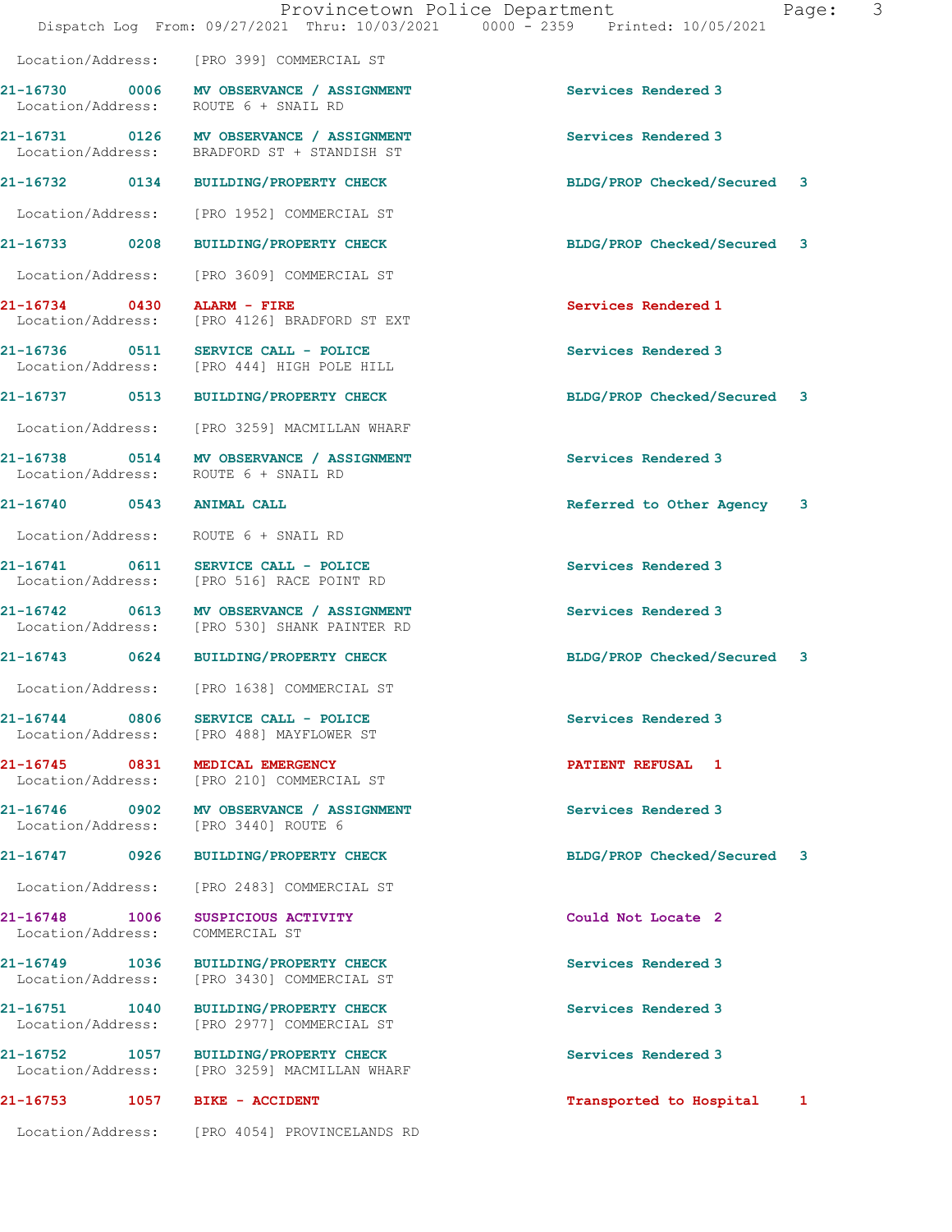Location/Address: [PRO 399] COMMERCIAL ST

| Call # | Time | Call Reason | Action | Priority |
|---|---|---|---|---|
| 21-16730 | 0006 | MV OBSERVANCE / ASSIGNMENT | Services Rendered | 3 |
| | | Location/Address: ROUTE 6 + SNAIL RD | | |
| 21-16731 | 0126 | MV OBSERVANCE / ASSIGNMENT | Services Rendered | 3 |
| | | Location/Address: BRADFORD ST + STANDISH ST | | |
| 21-16732 | 0134 | BUILDING/PROPERTY CHECK | BLDG/PROP Checked/Secured | 3 |
| | | Location/Address: [PRO 1952] COMMERCIAL ST | | |
| 21-16733 | 0208 | BUILDING/PROPERTY CHECK | BLDG/PROP Checked/Secured | 3 |
| | | Location/Address: [PRO 3609] COMMERCIAL ST | | |
| 21-16734 | 0430 | ALARM - FIRE | Services Rendered | 1 |
| | | Location/Address: [PRO 4126] BRADFORD ST EXT | | |
| 21-16736 | 0511 | SERVICE CALL - POLICE | Services Rendered | 3 |
| | | Location/Address: [PRO 444] HIGH POLE HILL | | |
| 21-16737 | 0513 | BUILDING/PROPERTY CHECK | BLDG/PROP Checked/Secured | 3 |
| | | Location/Address: [PRO 3259] MACMILLAN WHARF | | |
| 21-16738 | 0514 | MV OBSERVANCE / ASSIGNMENT | Services Rendered | 3 |
| | | Location/Address: ROUTE 6 + SNAIL RD | | |
| 21-16740 | 0543 | ANIMAL CALL | Referred to Other Agency | 3 |
| | | Location/Address: ROUTE 6 + SNAIL RD | | |
| 21-16741 | 0611 | SERVICE CALL - POLICE | Services Rendered | 3 |
| | | Location/Address: [PRO 516] RACE POINT RD | | |
| 21-16742 | 0613 | MV OBSERVANCE / ASSIGNMENT | Services Rendered | 3 |
| | | Location/Address: [PRO 530] SHANK PAINTER RD | | |
| 21-16743 | 0624 | BUILDING/PROPERTY CHECK | BLDG/PROP Checked/Secured | 3 |
| | | Location/Address: [PRO 1638] COMMERCIAL ST | | |
| 21-16744 | 0806 | SERVICE CALL - POLICE | Services Rendered | 3 |
| | | Location/Address: [PRO 488] MAYFLOWER ST | | |
| 21-16745 | 0831 | MEDICAL EMERGENCY | PATIENT REFUSAL | 1 |
| | | Location/Address: [PRO 210] COMMERCIAL ST | | |
| 21-16746 | 0902 | MV OBSERVANCE / ASSIGNMENT | Services Rendered | 3 |
| | | Location/Address: [PRO 3440] ROUTE 6 | | |
| 21-16747 | 0926 | BUILDING/PROPERTY CHECK | BLDG/PROP Checked/Secured | 3 |
| | | Location/Address: [PRO 2483] COMMERCIAL ST | | |
| 21-16748 | 1006 | SUSPICIOUS ACTIVITY | Could Not Locate | 2 |
| | | Location/Address: COMMERCIAL ST | | |
| 21-16749 | 1036 | BUILDING/PROPERTY CHECK | Services Rendered | 3 |
| | | Location/Address: [PRO 3430] COMMERCIAL ST | | |
| 21-16751 | 1040 | BUILDING/PROPERTY CHECK | Services Rendered | 3 |
| | | Location/Address: [PRO 2977] COMMERCIAL ST | | |
| 21-16752 | 1057 | BUILDING/PROPERTY CHECK | Services Rendered | 3 |
| | | Location/Address: [PRO 3259] MACMILLAN WHARF | | |
| 21-16753 | 1057 | BIKE - ACCIDENT | Transported to Hospital | 1 |
| | | Location/Address: [PRO 4054] PROVINCELANDS RD | | |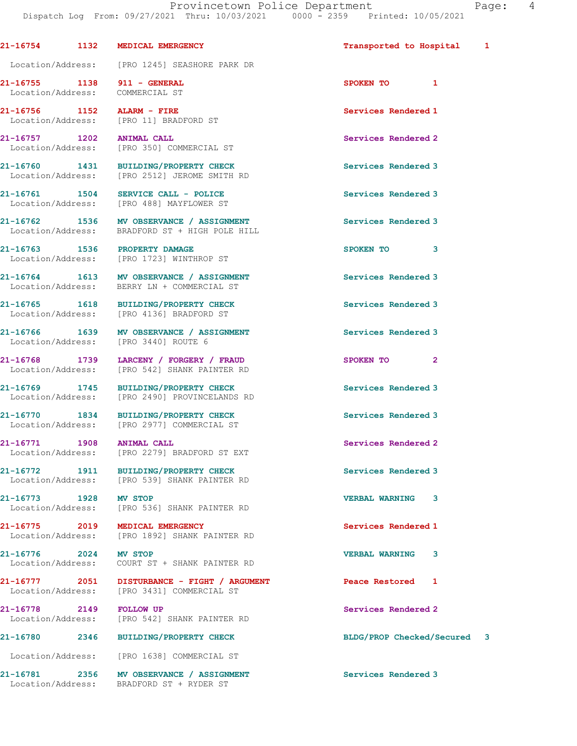| Call Number | Time | Call Reason | Action | Priority |
|---|---|---|---|---|
| 21-16754 | 1132 | MEDICAL EMERGENCY | Transported to Hospital | 1 |
| Location/Address: | | [PRO 1245] SEASHORE PARK DR | | |
| 21-16755 | 1138 | 911 - GENERAL | SPOKEN TO | 1 |
| Location/Address: | | COMMERCIAL ST | | |
| 21-16756 | 1152 | ALARM - FIRE | Services Rendered | 1 |
| Location/Address: | | [PRO 11] BRADFORD ST | | |
| 21-16757 | 1202 | ANIMAL CALL | Services Rendered | 2 |
| Location/Address: | | [PRO 350] COMMERCIAL ST | | |
| 21-16760 | 1431 | BUILDING/PROPERTY CHECK | Services Rendered | 3 |
| Location/Address: | | [PRO 2512] JEROME SMITH RD | | |
| 21-16761 | 1504 | SERVICE CALL - POLICE | Services Rendered | 3 |
| Location/Address: | | [PRO 488] MAYFLOWER ST | | |
| 21-16762 | 1536 | MV OBSERVANCE / ASSIGNMENT | Services Rendered | 3 |
| Location/Address: | | BRADFORD ST + HIGH POLE HILL | | |
| 21-16763 | 1536 | PROPERTY DAMAGE | SPOKEN TO | 3 |
| Location/Address: | | [PRO 1723] WINTHROP ST | | |
| 21-16764 | 1613 | MV OBSERVANCE / ASSIGNMENT | Services Rendered | 3 |
| Location/Address: | | BERRY LN + COMMERCIAL ST | | |
| 21-16765 | 1618 | BUILDING/PROPERTY CHECK | Services Rendered | 3 |
| Location/Address: | | [PRO 4136] BRADFORD ST | | |
| 21-16766 | 1639 | MV OBSERVANCE / ASSIGNMENT | Services Rendered | 3 |
| Location/Address: | | [PRO 3440] ROUTE 6 | | |
| 21-16768 | 1739 | LARCENY / FORGERY / FRAUD | SPOKEN TO | 2 |
| Location/Address: | | [PRO 542] SHANK PAINTER RD | | |
| 21-16769 | 1745 | BUILDING/PROPERTY CHECK | Services Rendered | 3 |
| Location/Address: | | [PRO 2490] PROVINCELANDS RD | | |
| 21-16770 | 1834 | BUILDING/PROPERTY CHECK | Services Rendered | 3 |
| Location/Address: | | [PRO 2977] COMMERCIAL ST | | |
| 21-16771 | 1908 | ANIMAL CALL | Services Rendered | 2 |
| Location/Address: | | [PRO 2279] BRADFORD ST EXT | | |
| 21-16772 | 1911 | BUILDING/PROPERTY CHECK | Services Rendered | 3 |
| Location/Address: | | [PRO 539] SHANK PAINTER RD | | |
| 21-16773 | 1928 | MV STOP | VERBAL WARNING | 3 |
| Location/Address: | | [PRO 536] SHANK PAINTER RD | | |
| 21-16775 | 2019 | MEDICAL EMERGENCY | Services Rendered | 1 |
| Location/Address: | | [PRO 1892] SHANK PAINTER RD | | |
| 21-16776 | 2024 | MV STOP | VERBAL WARNING | 3 |
| Location/Address: | | COURT ST + SHANK PAINTER RD | | |
| 21-16777 | 2051 | DISTURBANCE - FIGHT / ARGUMENT | Peace Restored | 1 |
| Location/Address: | | [PRO 3431] COMMERCIAL ST | | |
| 21-16778 | 2149 | FOLLOW UP | Services Rendered | 2 |
| Location/Address: | | [PRO 542] SHANK PAINTER RD | | |
| 21-16780 | 2346 | BUILDING/PROPERTY CHECK | BLDG/PROP Checked/Secured | 3 |
| Location/Address: | | [PRO 1638] COMMERCIAL ST | | |
| 21-16781 | 2356 | MV OBSERVANCE / ASSIGNMENT | Services Rendered | 3 |
| Location/Address: | | BRADFORD ST + RYDER ST | | |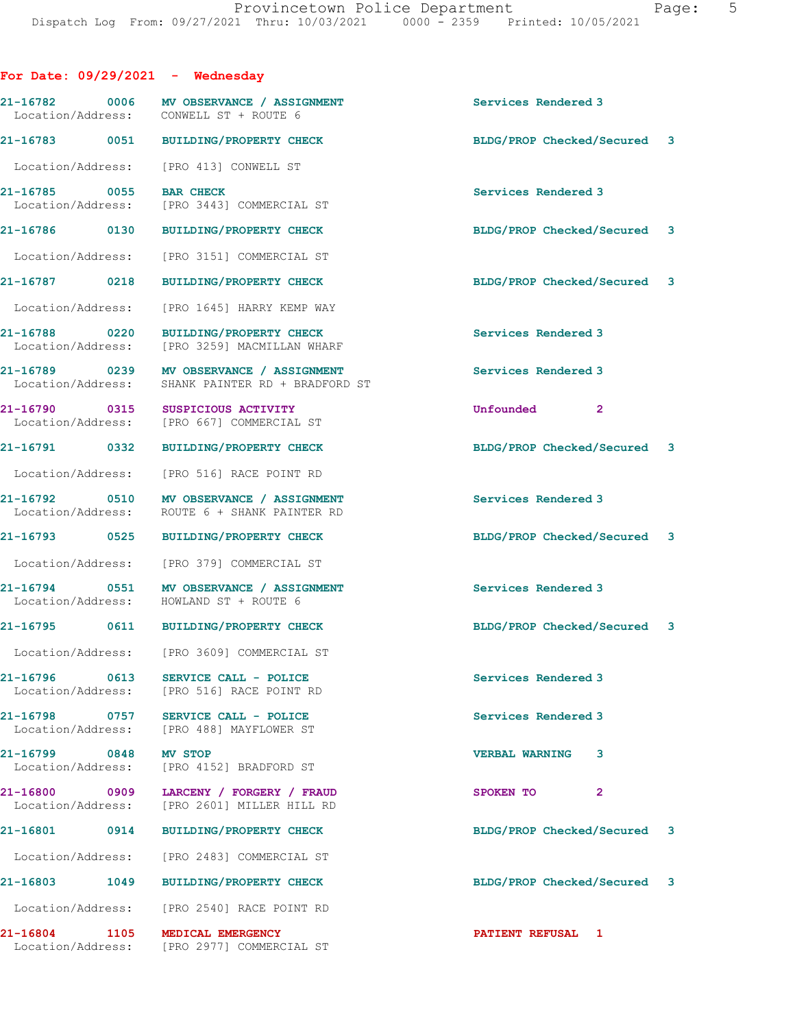## For Date: 09/29/2021 - Wednesday

21-16782 0006 **MV OBSERVANCE / ASSIGNMENT** Services Rendered 3
Location/Address: CONWELL ST + ROUTE 6

21-16783 0051 **BUILDING/PROPERTY CHECK** BLDG/PROP Checked/Secured 3
Location/Address: [PRO 413] CONWELL ST

21-16785 0055 **BAR CHECK** Services Rendered 3
Location/Address: [PRO 3443] COMMERCIAL ST

21-16786 0130 **BUILDING/PROPERTY CHECK** BLDG/PROP Checked/Secured 3
Location/Address: [PRO 3151] COMMERCIAL ST

21-16787 0218 **BUILDING/PROPERTY CHECK** BLDG/PROP Checked/Secured 3
Location/Address: [PRO 1645] HARRY KEMP WAY

21-16788 0220 **BUILDING/PROPERTY CHECK** Services Rendered 3
Location/Address: [PRO 3259] MACMILLAN WHARF

21-16789 0239 **MV OBSERVANCE / ASSIGNMENT** Services Rendered 3
Location/Address: SHANK PAINTER RD + BRADFORD ST

21-16790 0315 **SUSPICIOUS ACTIVITY** Unfounded 2
Location/Address: [PRO 667] COMMERCIAL ST

21-16791 0332 **BUILDING/PROPERTY CHECK** BLDG/PROP Checked/Secured 3
Location/Address: [PRO 516] RACE POINT RD

21-16792 0510 **MV OBSERVANCE / ASSIGNMENT** Services Rendered 3
Location/Address: ROUTE 6 + SHANK PAINTER RD

21-16793 0525 **BUILDING/PROPERTY CHECK** BLDG/PROP Checked/Secured 3
Location/Address: [PRO 379] COMMERCIAL ST

21-16794 0551 **MV OBSERVANCE / ASSIGNMENT** Services Rendered 3
Location/Address: HOWLAND ST + ROUTE 6

21-16795 0611 **BUILDING/PROPERTY CHECK** BLDG/PROP Checked/Secured 3
Location/Address: [PRO 3609] COMMERCIAL ST

21-16796 0613 **SERVICE CALL - POLICE** Services Rendered 3
Location/Address: [PRO 516] RACE POINT RD

21-16798 0757 **SERVICE CALL - POLICE** Services Rendered 3
Location/Address: [PRO 488] MAYFLOWER ST

21-16799 0848 **MV STOP** VERBAL WARNING 3
Location/Address: [PRO 4152] BRADFORD ST

21-16800 0909 **LARCENY / FORGERY / FRAUD** SPOKEN TO 2
Location/Address: [PRO 2601] MILLER HILL RD

21-16801 0914 **BUILDING/PROPERTY CHECK** BLDG/PROP Checked/Secured 3
Location/Address: [PRO 2483] COMMERCIAL ST

21-16803 1049 **BUILDING/PROPERTY CHECK** BLDG/PROP Checked/Secured 3
Location/Address: [PRO 2540] RACE POINT RD

21-16804 1105 **MEDICAL EMERGENCY** PATIENT REFUSAL 1
Location/Address: [PRO 2977] COMMERCIAL ST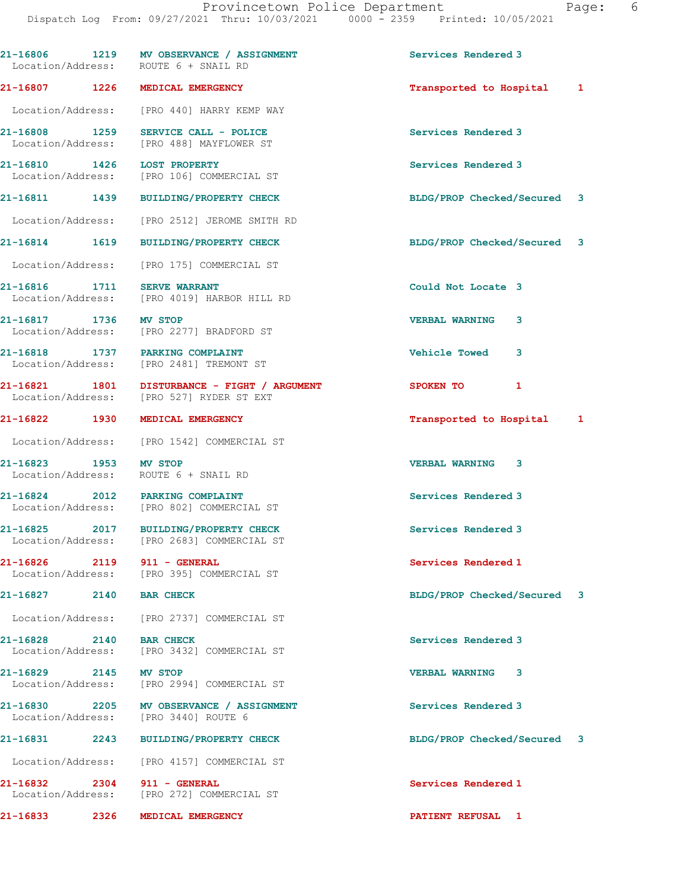21-16806 1219 MV OBSERVANCE / ASSIGNMENT Services Rendered 3
Location/Address: ROUTE 6 + SNAIL RD

21-16807 1226 MEDICAL EMERGENCY Transported to Hospital 1
Location/Address: [PRO 440] HARRY KEMP WAY

21-16808 1259 SERVICE CALL - POLICE Services Rendered 3
Location/Address: [PRO 488] MAYFLOWER ST

21-16810 1426 LOST PROPERTY Services Rendered 3
Location/Address: [PRO 106] COMMERCIAL ST

21-16811 1439 BUILDING/PROPERTY CHECK BLDG/PROP Checked/Secured 3
Location/Address: [PRO 2512] JEROME SMITH RD

21-16814 1619 BUILDING/PROPERTY CHECK BLDG/PROP Checked/Secured 3
Location/Address: [PRO 175] COMMERCIAL ST

21-16816 1711 SERVE WARRANT Could Not Locate 3
Location/Address: [PRO 4019] HARBOR HILL RD

21-16817 1736 MV STOP VERBAL WARNING 3
Location/Address: [PRO 2277] BRADFORD ST

21-16818 1737 PARKING COMPLAINT Vehicle Towed 3
Location/Address: [PRO 2481] TREMONT ST

21-16821 1801 DISTURBANCE - FIGHT / ARGUMENT SPOKEN TO 1
Location/Address: [PRO 527] RYDER ST EXT

21-16822 1930 MEDICAL EMERGENCY Transported to Hospital 1
Location/Address: [PRO 1542] COMMERCIAL ST

21-16823 1953 MV STOP VERBAL WARNING 3
Location/Address: ROUTE 6 + SNAIL RD

21-16824 2012 PARKING COMPLAINT Services Rendered 3
Location/Address: [PRO 802] COMMERCIAL ST

21-16825 2017 BUILDING/PROPERTY CHECK Services Rendered 3
Location/Address: [PRO 2683] COMMERCIAL ST

21-16826 2119 911 - GENERAL Services Rendered 1
Location/Address: [PRO 395] COMMERCIAL ST

21-16827 2140 BAR CHECK BLDG/PROP Checked/Secured 3
Location/Address: [PRO 2737] COMMERCIAL ST

21-16828 2140 BAR CHECK Services Rendered 3
Location/Address: [PRO 3432] COMMERCIAL ST

21-16829 2145 MV STOP VERBAL WARNING 3
Location/Address: [PRO 2994] COMMERCIAL ST

21-16830 2205 MV OBSERVANCE / ASSIGNMENT Services Rendered 3
Location/Address: [PRO 3440] ROUTE 6

21-16831 2243 BUILDING/PROPERTY CHECK BLDG/PROP Checked/Secured 3
Location/Address: [PRO 4157] COMMERCIAL ST

21-16832 2304 911 - GENERAL Services Rendered 1
Location/Address: [PRO 272] COMMERCIAL ST

21-16833 2326 MEDICAL EMERGENCY PATIENT REFUSAL 1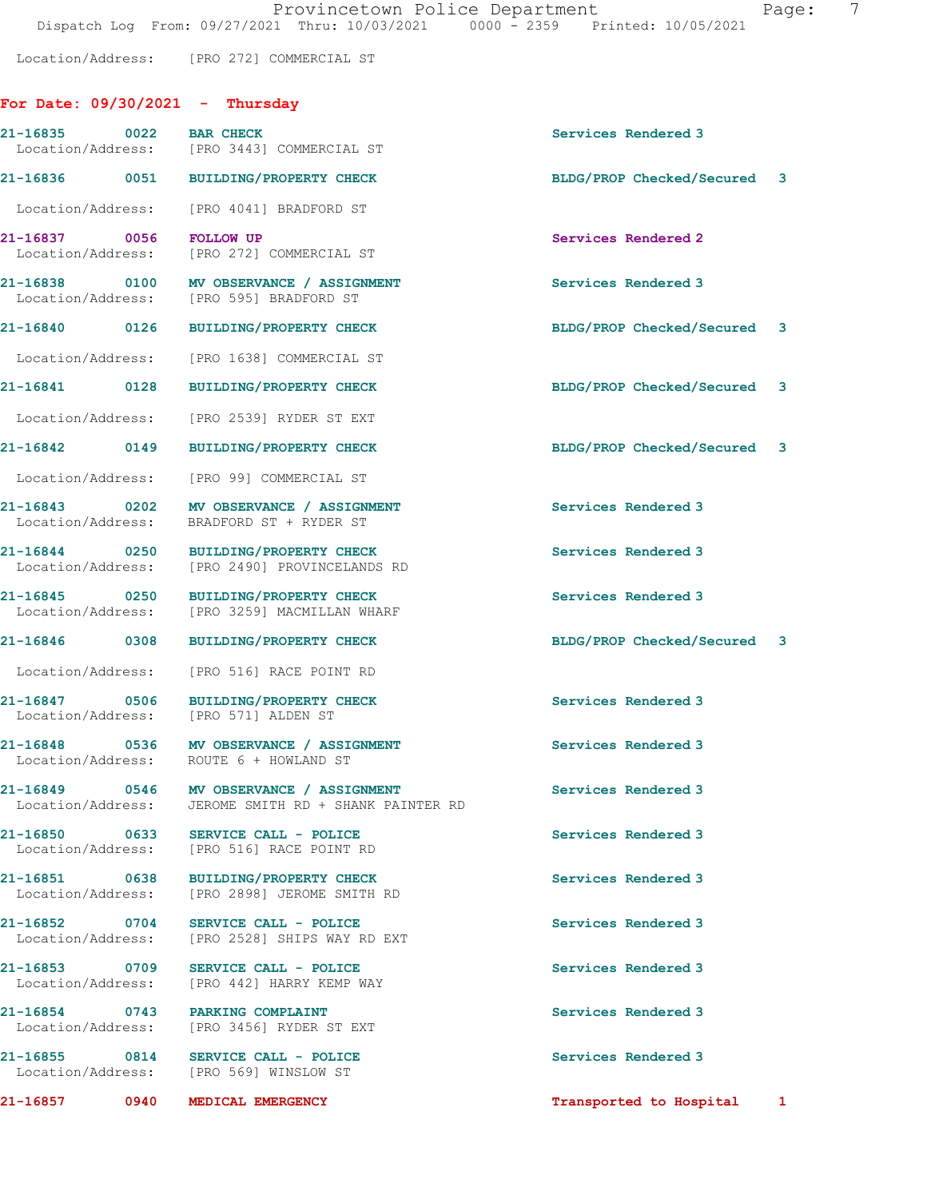Location/Address: [PRO 272] COMMERCIAL ST

## For Date: 09/30/2021 - Thursday

| Call # | Time | Call Reason | Action |
|---|---|---|---|
| 21-16835 | 0022 | BAR CHECK | Services Rendered 3 |
| | | Location/Address: [PRO 3443] COMMERCIAL ST | |
| 21-16836 | 0051 | BUILDING/PROPERTY CHECK | BLDG/PROP Checked/Secured 3 |
| | | Location/Address: [PRO 4041] BRADFORD ST | |
| 21-16837 | 0056 | FOLLOW UP | Services Rendered 2 |
| | | Location/Address: [PRO 272] COMMERCIAL ST | |
| 21-16838 | 0100 | MV OBSERVANCE / ASSIGNMENT | Services Rendered 3 |
| | | Location/Address: [PRO 595] BRADFORD ST | |
| 21-16840 | 0126 | BUILDING/PROPERTY CHECK | BLDG/PROP Checked/Secured 3 |
| | | Location/Address: [PRO 1638] COMMERCIAL ST | |
| 21-16841 | 0128 | BUILDING/PROPERTY CHECK | BLDG/PROP Checked/Secured 3 |
| | | Location/Address: [PRO 2539] RYDER ST EXT | |
| 21-16842 | 0149 | BUILDING/PROPERTY CHECK | BLDG/PROP Checked/Secured 3 |
| | | Location/Address: [PRO 99] COMMERCIAL ST | |
| 21-16843 | 0202 | MV OBSERVANCE / ASSIGNMENT | Services Rendered 3 |
| | | Location/Address: BRADFORD ST + RYDER ST | |
| 21-16844 | 0250 | BUILDING/PROPERTY CHECK | Services Rendered 3 |
| | | Location/Address: [PRO 2490] PROVINCELANDS RD | |
| 21-16845 | 0250 | BUILDING/PROPERTY CHECK | Services Rendered 3 |
| | | Location/Address: [PRO 3259] MACMILLAN WHARF | |
| 21-16846 | 0308 | BUILDING/PROPERTY CHECK | BLDG/PROP Checked/Secured 3 |
| | | Location/Address: [PRO 516] RACE POINT RD | |
| 21-16847 | 0506 | BUILDING/PROPERTY CHECK | Services Rendered 3 |
| | | Location/Address: [PRO 571] ALDEN ST | |
| 21-16848 | 0536 | MV OBSERVANCE / ASSIGNMENT | Services Rendered 3 |
| | | Location/Address: ROUTE 6 + HOWLAND ST | |
| 21-16849 | 0546 | MV OBSERVANCE / ASSIGNMENT | Services Rendered 3 |
| | | Location/Address: JEROME SMITH RD + SHANK PAINTER RD | |
| 21-16850 | 0633 | SERVICE CALL - POLICE | Services Rendered 3 |
| | | Location/Address: [PRO 516] RACE POINT RD | |
| 21-16851 | 0638 | BUILDING/PROPERTY CHECK | Services Rendered 3 |
| | | Location/Address: [PRO 2898] JEROME SMITH RD | |
| 21-16852 | 0704 | SERVICE CALL - POLICE | Services Rendered 3 |
| | | Location/Address: [PRO 2528] SHIPS WAY RD EXT | |
| 21-16853 | 0709 | SERVICE CALL - POLICE | Services Rendered 3 |
| | | Location/Address: [PRO 442] HARRY KEMP WAY | |
| 21-16854 | 0743 | PARKING COMPLAINT | Services Rendered 3 |
| | | Location/Address: [PRO 3456] RYDER ST EXT | |
| 21-16855 | 0814 | SERVICE CALL - POLICE | Services Rendered 3 |
| | | Location/Address: [PRO 569] WINSLOW ST | |
| 21-16857 | 0940 | MEDICAL EMERGENCY | Transported to Hospital 1 |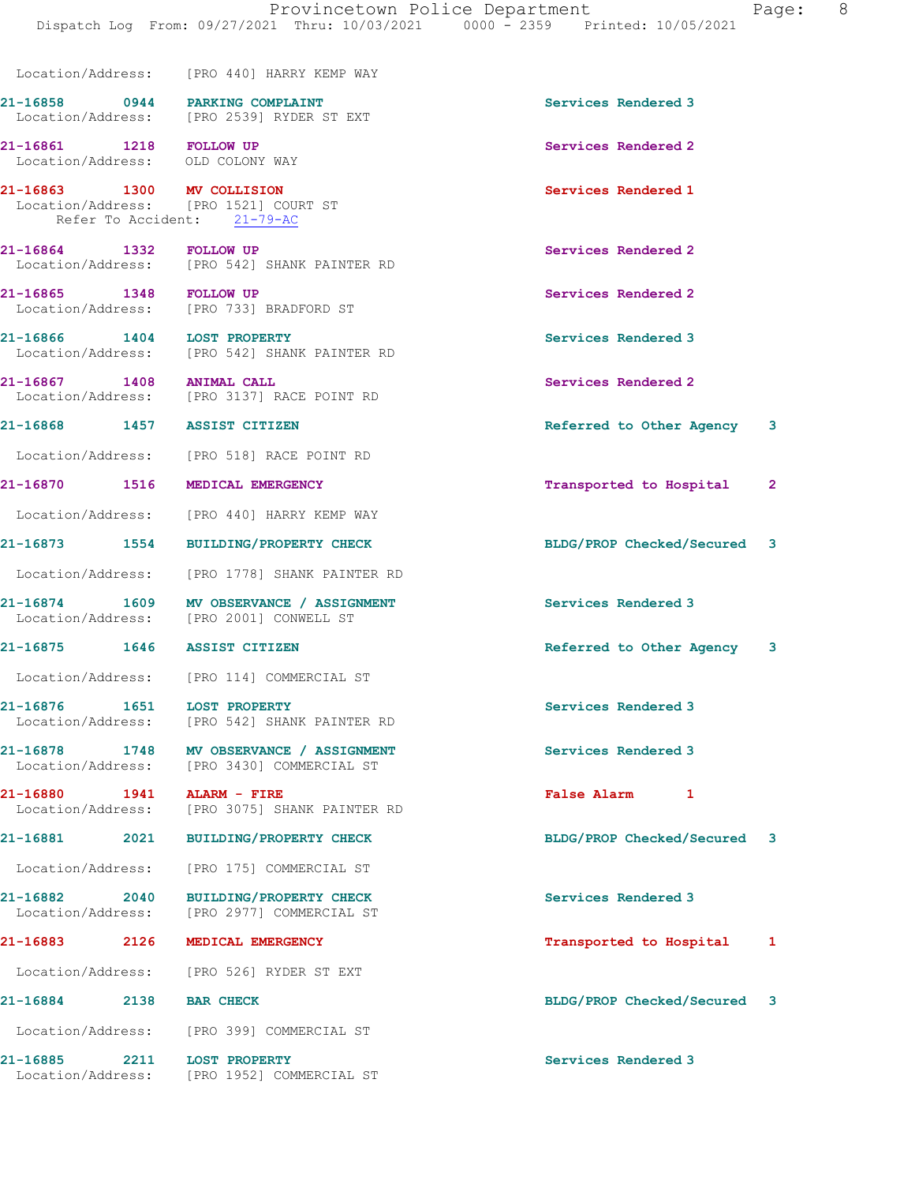Location/Address: [PRO 440] HARRY KEMP WAY

21-16858 0944 PARKING COMPLAINT Services Rendered 3
Location/Address: [PRO 2539] RYDER ST EXT

21-16861 1218 FOLLOW UP Services Rendered 2
Location/Address: OLD COLONY WAY

21-16863 1300 MV COLLISION Services Rendered 1
Location/Address: [PRO 1521] COURT ST
Refer To Accident: 21-79-AC

21-16864 1332 FOLLOW UP Services Rendered 2
Location/Address: [PRO 542] SHANK PAINTER RD

21-16865 1348 FOLLOW UP Services Rendered 2
Location/Address: [PRO 733] BRADFORD ST

21-16866 1404 LOST PROPERTY Services Rendered 3
Location/Address: [PRO 542] SHANK PAINTER RD

21-16867 1408 ANIMAL CALL Services Rendered 2
Location/Address: [PRO 3137] RACE POINT RD

21-16868 1457 ASSIST CITIZEN Referred to Other Agency 3
Location/Address: [PRO 518] RACE POINT RD

21-16870 1516 MEDICAL EMERGENCY Transported to Hospital 2
Location/Address: [PRO 440] HARRY KEMP WAY

21-16873 1554 BUILDING/PROPERTY CHECK BLDG/PROP Checked/Secured 3
Location/Address: [PRO 1778] SHANK PAINTER RD

21-16874 1609 MV OBSERVANCE / ASSIGNMENT Services Rendered 3
Location/Address: [PRO 2001] CONWELL ST

21-16875 1646 ASSIST CITIZEN Referred to Other Agency 3
Location/Address: [PRO 114] COMMERCIAL ST

21-16876 1651 LOST PROPERTY Services Rendered 3
Location/Address: [PRO 542] SHANK PAINTER RD

21-16878 1748 MV OBSERVANCE / ASSIGNMENT Services Rendered 3
Location/Address: [PRO 3430] COMMERCIAL ST

21-16880 1941 ALARM - FIRE False Alarm 1
Location/Address: [PRO 3075] SHANK PAINTER RD

21-16881 2021 BUILDING/PROPERTY CHECK BLDG/PROP Checked/Secured 3
Location/Address: [PRO 175] COMMERCIAL ST

21-16882 2040 BUILDING/PROPERTY CHECK Services Rendered 3
Location/Address: [PRO 2977] COMMERCIAL ST

21-16883 2126 MEDICAL EMERGENCY Transported to Hospital 1
Location/Address: [PRO 526] RYDER ST EXT

21-16884 2138 BAR CHECK BLDG/PROP Checked/Secured 3
Location/Address: [PRO 399] COMMERCIAL ST

21-16885 2211 LOST PROPERTY Services Rendered 3
Location/Address: [PRO 1952] COMMERCIAL ST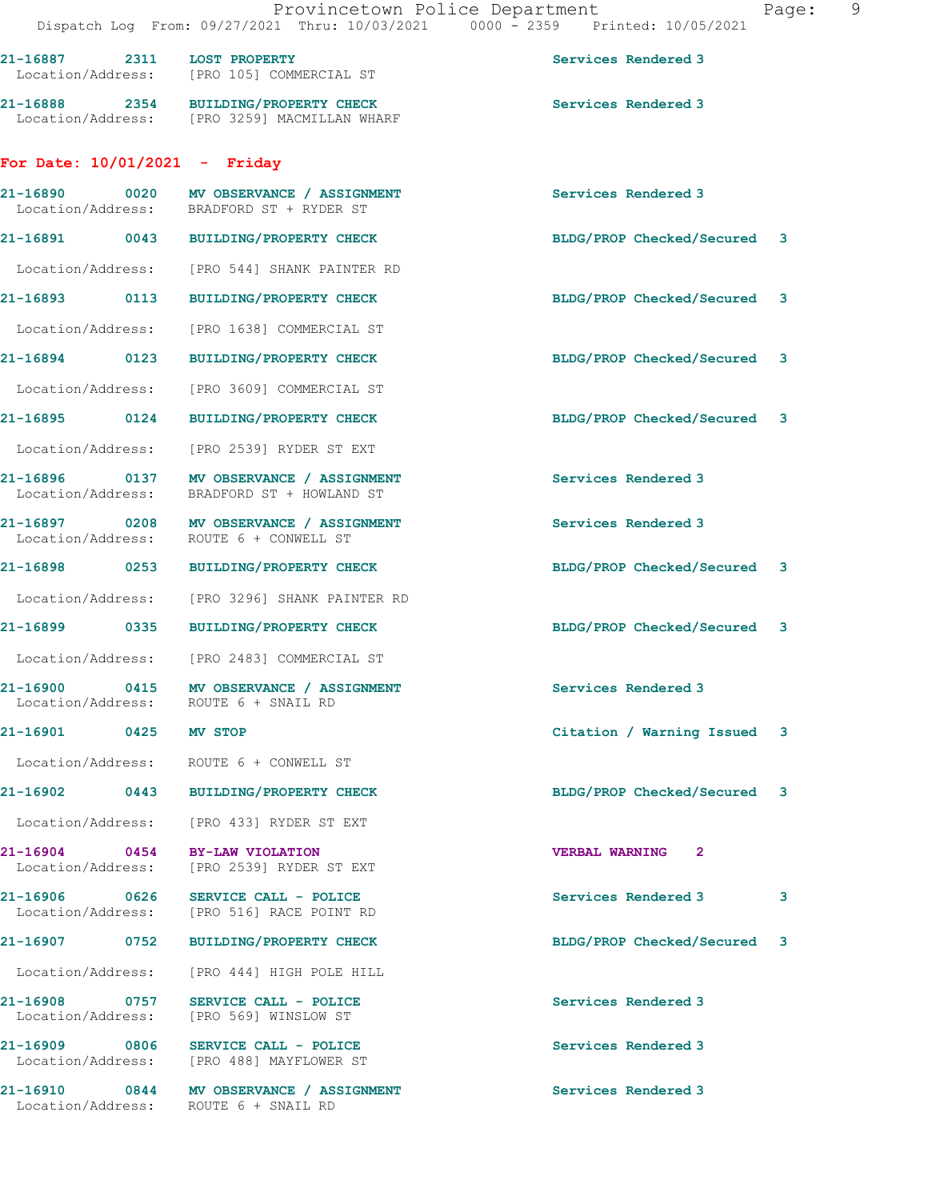21-16887 2311 LOST PROPERTY Services Rendered 3
Location/Address: [PRO 105] COMMERCIAL ST

21-16888 2354 BUILDING/PROPERTY CHECK Services Rendered 3
Location/Address: [PRO 3259] MACMILLAN WHARF

**For Date: 10/01/2021 - Friday**

21-16890 0020 MV OBSERVANCE / ASSIGNMENT Services Rendered 3
Location/Address: BRADFORD ST + RYDER ST

21-16891 0043 BUILDING/PROPERTY CHECK BLDG/PROP Checked/Secured 3
Location/Address: [PRO 544] SHANK PAINTER RD

21-16893 0113 BUILDING/PROPERTY CHECK BLDG/PROP Checked/Secured 3
Location/Address: [PRO 1638] COMMERCIAL ST

21-16894 0123 BUILDING/PROPERTY CHECK BLDG/PROP Checked/Secured 3
Location/Address: [PRO 3609] COMMERCIAL ST

21-16895 0124 BUILDING/PROPERTY CHECK BLDG/PROP Checked/Secured 3
Location/Address: [PRO 2539] RYDER ST EXT

21-16896 0137 MV OBSERVANCE / ASSIGNMENT Services Rendered 3
Location/Address: BRADFORD ST + HOWLAND ST

21-16897 0208 MV OBSERVANCE / ASSIGNMENT Services Rendered 3
Location/Address: ROUTE 6 + CONWELL ST

21-16898 0253 BUILDING/PROPERTY CHECK BLDG/PROP Checked/Secured 3
Location/Address: [PRO 3296] SHANK PAINTER RD

21-16899 0335 BUILDING/PROPERTY CHECK BLDG/PROP Checked/Secured 3
Location/Address: [PRO 2483] COMMERCIAL ST

21-16900 0415 MV OBSERVANCE / ASSIGNMENT Services Rendered 3
Location/Address: ROUTE 6 + SNAIL RD

21-16901 0425 MV STOP Citation / Warning Issued 3
Location/Address: ROUTE 6 + CONWELL ST

21-16902 0443 BUILDING/PROPERTY CHECK BLDG/PROP Checked/Secured 3
Location/Address: [PRO 433] RYDER ST EXT

21-16904 0454 BY-LAW VIOLATION VERBAL WARNING 2
Location/Address: [PRO 2539] RYDER ST EXT

21-16906 0626 SERVICE CALL - POLICE Services Rendered 3 3
Location/Address: [PRO 516] RACE POINT RD

21-16907 0752 BUILDING/PROPERTY CHECK BLDG/PROP Checked/Secured 3
Location/Address: [PRO 444] HIGH POLE HILL

21-16908 0757 SERVICE CALL - POLICE Services Rendered 3
Location/Address: [PRO 569] WINSLOW ST

21-16909 0806 SERVICE CALL - POLICE Services Rendered 3
Location/Address: [PRO 488] MAYFLOWER ST

21-16910 0844 MV OBSERVANCE / ASSIGNMENT Services Rendered 3
Location/Address: ROUTE 6 + SNAIL RD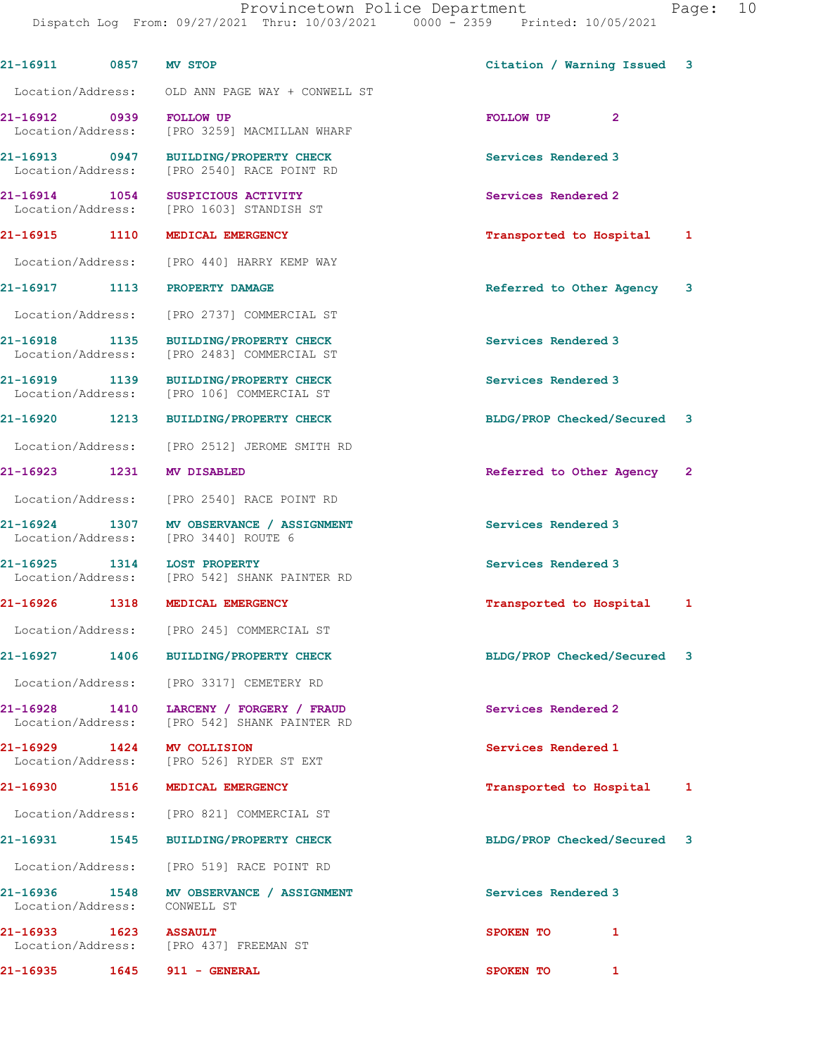21-16911 0857 MV STOP Citation / Warning Issued 3

Location/Address: OLD ANN PAGE WAY + CONWELL ST

21-16912 0939 FOLLOW UP FOLLOW UP 2
Location/Address: [PRO 3259] MACMILLAN WHARF

21-16913 0947 BUILDING/PROPERTY CHECK Services Rendered 3
Location/Address: [PRO 2540] RACE POINT RD

21-16914 1054 SUSPICIOUS ACTIVITY Services Rendered 2
Location/Address: [PRO 1603] STANDISH ST

21-16915 1110 MEDICAL EMERGENCY Transported to Hospital 1

Location/Address: [PRO 440] HARRY KEMP WAY

21-16917 1113 PROPERTY DAMAGE Referred to Other Agency 3

Location/Address: [PRO 2737] COMMERCIAL ST

21-16918 1135 BUILDING/PROPERTY CHECK Services Rendered 3
Location/Address: [PRO 2483] COMMERCIAL ST

21-16919 1139 BUILDING/PROPERTY CHECK Services Rendered 3
Location/Address: [PRO 106] COMMERCIAL ST

21-16920 1213 BUILDING/PROPERTY CHECK BLDG/PROP Checked/Secured 3

Location/Address: [PRO 2512] JEROME SMITH RD

21-16923 1231 MV DISABLED Referred to Other Agency 2

Location/Address: [PRO 2540] RACE POINT RD

21-16924 1307 MV OBSERVANCE / ASSIGNMENT Services Rendered 3
Location/Address: [PRO 3440] ROUTE 6

21-16925 1314 LOST PROPERTY Services Rendered 3
Location/Address: [PRO 542] SHANK PAINTER RD

21-16926 1318 MEDICAL EMERGENCY Transported to Hospital 1

Location/Address: [PRO 245] COMMERCIAL ST

21-16927 1406 BUILDING/PROPERTY CHECK BLDG/PROP Checked/Secured 3

Location/Address: [PRO 3317] CEMETERY RD

21-16928 1410 LARCENY / FORGERY / FRAUD Services Rendered 2
Location/Address: [PRO 542] SHANK PAINTER RD

21-16929 1424 MV COLLISION Services Rendered 1
Location/Address: [PRO 526] RYDER ST EXT

21-16930 1516 MEDICAL EMERGENCY Transported to Hospital 1

Location/Address: [PRO 821] COMMERCIAL ST

21-16931 1545 BUILDING/PROPERTY CHECK BLDG/PROP Checked/Secured 3

Location/Address: [PRO 519] RACE POINT RD

21-16936 1548 MV OBSERVANCE / ASSIGNMENT Services Rendered 3
Location/Address: CONWELL ST

21-16933 1623 ASSAULT SPOKEN TO 1
Location/Address: [PRO 437] FREEMAN ST

21-16935 1645 911 - GENERAL SPOKEN TO 1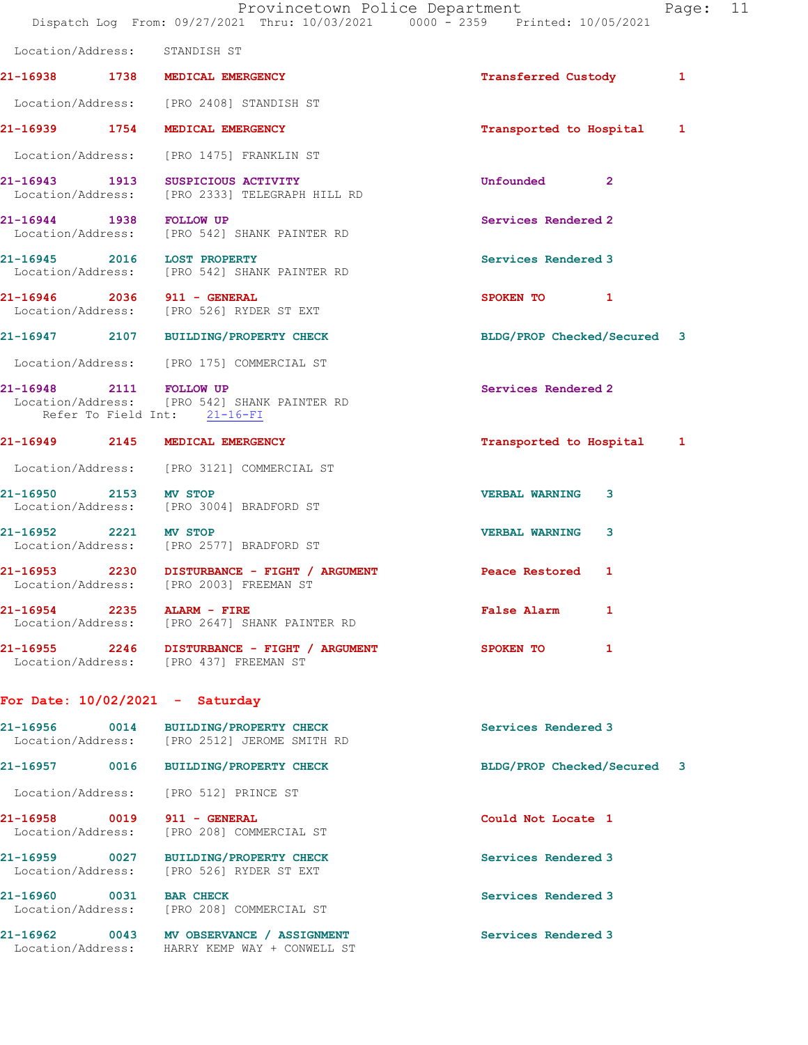Location/Address: STANDISH ST

21-16938 1738 **MEDICAL EMERGENCY** Transferred Custody 1
Location/Address: [PRO 2408] STANDISH ST

21-16939 1754 **MEDICAL EMERGENCY** Transported to Hospital 1
Location/Address: [PRO 1475] FRANKLIN ST

21-16943 1913 **SUSPICIOUS ACTIVITY** Unfounded 2
Location/Address: [PRO 2333] TELEGRAPH HILL RD

21-16944 1938 **FOLLOW UP** Services Rendered 2
Location/Address: [PRO 542] SHANK PAINTER RD

21-16945 2016 **LOST PROPERTY** Services Rendered 3
Location/Address: [PRO 542] SHANK PAINTER RD

21-16946 2036 **911 - GENERAL** SPOKEN TO 1
Location/Address: [PRO 526] RYDER ST EXT

21-16947 2107 **BUILDING/PROPERTY CHECK** BLDG/PROP Checked/Secured 3
Location/Address: [PRO 175] COMMERCIAL ST

21-16948 2111 **FOLLOW UP** Services Rendered 2
Location/Address: [PRO 542] SHANK PAINTER RD
Refer To Field Int: 21-16-FI

21-16949 2145 **MEDICAL EMERGENCY** Transported to Hospital 1
Location/Address: [PRO 3121] COMMERCIAL ST

21-16950 2153 **MV STOP** VERBAL WARNING 3
Location/Address: [PRO 3004] BRADFORD ST

21-16952 2221 **MV STOP** VERBAL WARNING 3
Location/Address: [PRO 2577] BRADFORD ST

21-16953 2230 **DISTURBANCE - FIGHT / ARGUMENT** Peace Restored 1
Location/Address: [PRO 2003] FREEMAN ST

21-16954 2235 **ALARM - FIRE** False Alarm 1
Location/Address: [PRO 2647] SHANK PAINTER RD

21-16955 2246 **DISTURBANCE - FIGHT / ARGUMENT** SPOKEN TO 1
Location/Address: [PRO 437] FREEMAN ST

## For Date: 10/02/2021 - Saturday

21-16956 0014 **BUILDING/PROPERTY CHECK** Services Rendered 3
Location/Address: [PRO 2512] JEROME SMITH RD

21-16957 0016 **BUILDING/PROPERTY CHECK** BLDG/PROP Checked/Secured 3
Location/Address: [PRO 512] PRINCE ST

21-16958 0019 **911 - GENERAL** Could Not Locate 1
Location/Address: [PRO 208] COMMERCIAL ST

21-16959 0027 **BUILDING/PROPERTY CHECK** Services Rendered 3
Location/Address: [PRO 526] RYDER ST EXT

21-16960 0031 **BAR CHECK** Services Rendered 3
Location/Address: [PRO 208] COMMERCIAL ST

21-16962 0043 **MV OBSERVANCE / ASSIGNMENT** Services Rendered 3
Location/Address: HARRY KEMP WAY + CONWELL ST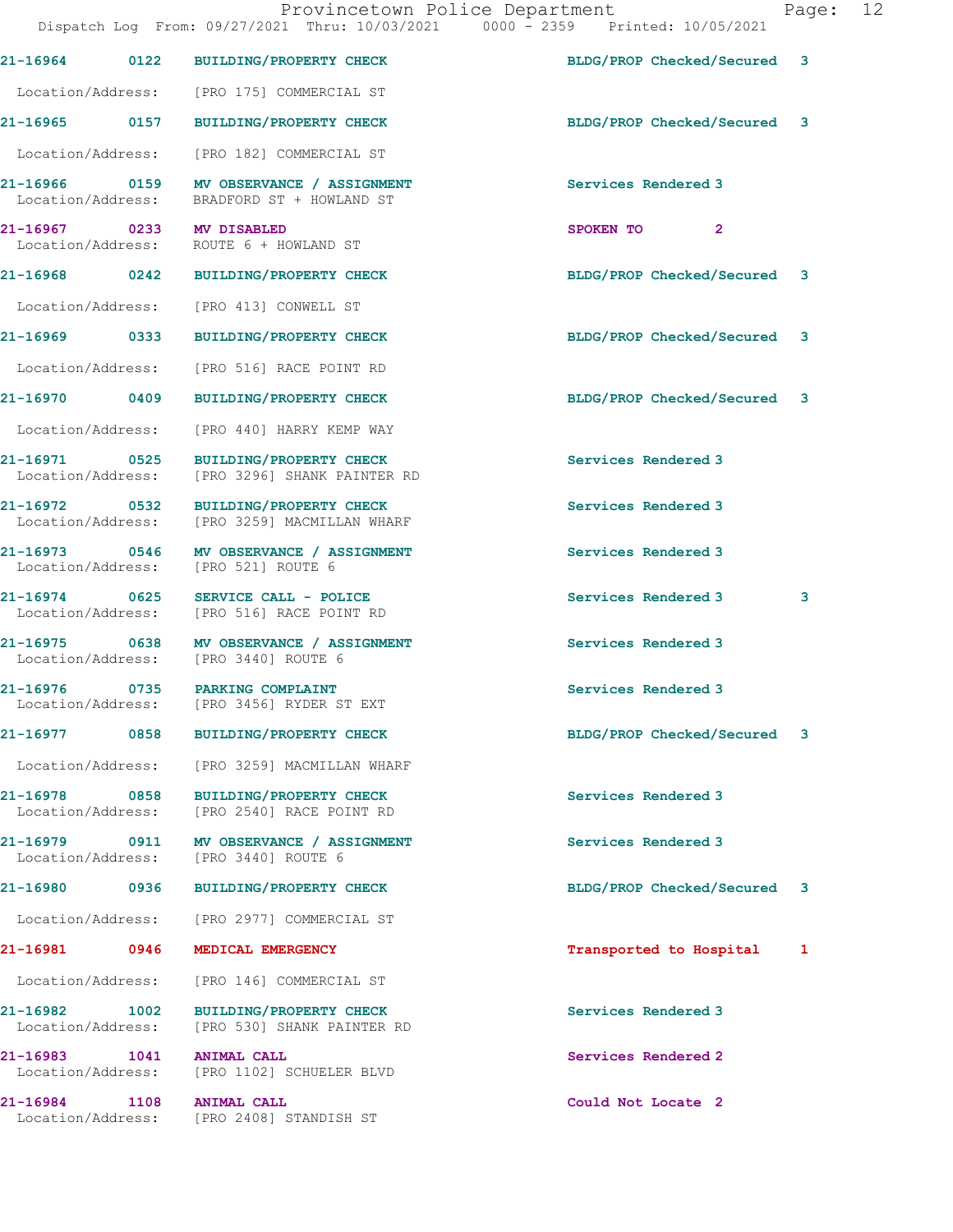| Call Number | Time | Call Reason | Action | Priority |
|---|---|---|---|---|
| 21-16964 | 0122 | BUILDING/PROPERTY CHECK | BLDG/PROP Checked/Secured | 3 |

Location/Address: [PRO 175] COMMERCIAL ST

| Call Number | Time | Call Reason | Action | Priority |
|---|---|---|---|---|
| 21-16965 | 0157 | BUILDING/PROPERTY CHECK | BLDG/PROP Checked/Secured | 3 |

Location/Address: [PRO 182] COMMERCIAL ST

21-16966 0159 MV OBSERVANCE / ASSIGNMENT — Services Rendered 3
Location/Address: BRADFORD ST + HOWLAND ST

21-16967 0233 MV DISABLED — SPOKEN TO 2
Location/Address: ROUTE 6 + HOWLAND ST

21-16968 0242 BUILDING/PROPERTY CHECK — BLDG/PROP Checked/Secured 3
Location/Address: [PRO 413] CONWELL ST

21-16969 0333 BUILDING/PROPERTY CHECK — BLDG/PROP Checked/Secured 3
Location/Address: [PRO 516] RACE POINT RD

21-16970 0409 BUILDING/PROPERTY CHECK — BLDG/PROP Checked/Secured 3
Location/Address: [PRO 440] HARRY KEMP WAY

21-16971 0525 BUILDING/PROPERTY CHECK — Services Rendered 3
Location/Address: [PRO 3296] SHANK PAINTER RD

21-16972 0532 BUILDING/PROPERTY CHECK — Services Rendered 3
Location/Address: [PRO 3259] MACMILLAN WHARF

21-16973 0546 MV OBSERVANCE / ASSIGNMENT — Services Rendered 3
Location/Address: [PRO 521] ROUTE 6

21-16974 0625 SERVICE CALL - POLICE — Services Rendered 3 3
Location/Address: [PRO 516] RACE POINT RD

21-16975 0638 MV OBSERVANCE / ASSIGNMENT — Services Rendered 3
Location/Address: [PRO 3440] ROUTE 6

21-16976 0735 PARKING COMPLAINT — Services Rendered 3
Location/Address: [PRO 3456] RYDER ST EXT

21-16977 0858 BUILDING/PROPERTY CHECK — BLDG/PROP Checked/Secured 3
Location/Address: [PRO 3259] MACMILLAN WHARF

21-16978 0858 BUILDING/PROPERTY CHECK — Services Rendered 3
Location/Address: [PRO 2540] RACE POINT RD

21-16979 0911 MV OBSERVANCE / ASSIGNMENT — Services Rendered 3
Location/Address: [PRO 3440] ROUTE 6

21-16980 0936 BUILDING/PROPERTY CHECK — BLDG/PROP Checked/Secured 3
Location/Address: [PRO 2977] COMMERCIAL ST

21-16981 0946 MEDICAL EMERGENCY — Transported to Hospital 1
Location/Address: [PRO 146] COMMERCIAL ST

21-16982 1002 BUILDING/PROPERTY CHECK — Services Rendered 3
Location/Address: [PRO 530] SHANK PAINTER RD

21-16983 1041 ANIMAL CALL — Services Rendered 2
Location/Address: [PRO 1102] SCHUELER BLVD

21-16984 1108 ANIMAL CALL — Could Not Locate 2
Location/Address: [PRO 2408] STANDISH ST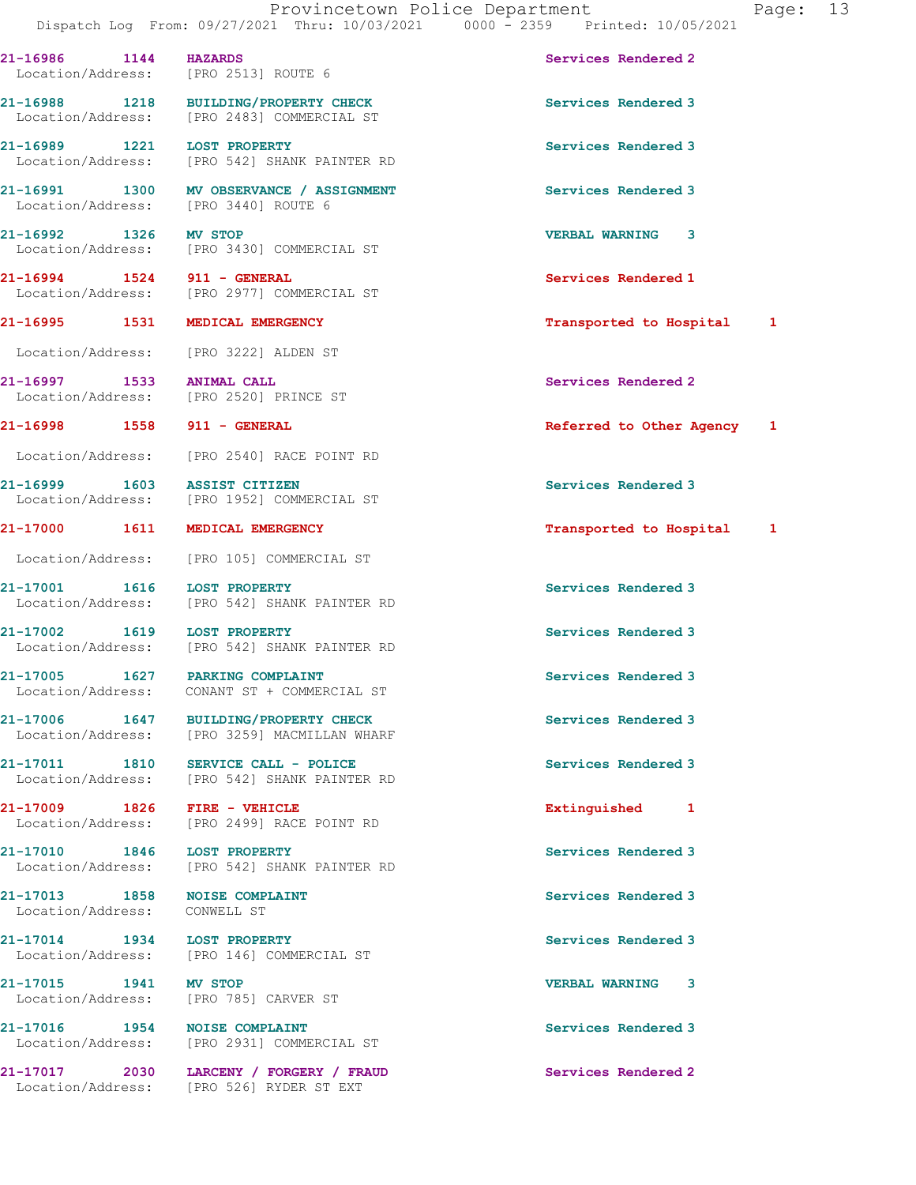21-16986 1144 HAZARDS Services Rendered 2
Location/Address: [PRO 2513] ROUTE 6

21-16988 1218 BUILDING/PROPERTY CHECK Services Rendered 3
Location/Address: [PRO 2483] COMMERCIAL ST

21-16989 1221 LOST PROPERTY Services Rendered 3
Location/Address: [PRO 542] SHANK PAINTER RD

21-16991 1300 MV OBSERVANCE / ASSIGNMENT Services Rendered 3
Location/Address: [PRO 3440] ROUTE 6

21-16992 1326 MV STOP VERBAL WARNING 3
Location/Address: [PRO 3430] COMMERCIAL ST

21-16994 1524 911 - GENERAL Services Rendered 1
Location/Address: [PRO 2977] COMMERCIAL ST

21-16995 1531 MEDICAL EMERGENCY Transported to Hospital 1
Location/Address: [PRO 3222] ALDEN ST

21-16997 1533 ANIMAL CALL Services Rendered 2
Location/Address: [PRO 2520] PRINCE ST

21-16998 1558 911 - GENERAL Referred to Other Agency 1
Location/Address: [PRO 2540] RACE POINT RD

21-16999 1603 ASSIST CITIZEN Services Rendered 3
Location/Address: [PRO 1952] COMMERCIAL ST

21-17000 1611 MEDICAL EMERGENCY Transported to Hospital 1
Location/Address: [PRO 105] COMMERCIAL ST

21-17001 1616 LOST PROPERTY Services Rendered 3
Location/Address: [PRO 542] SHANK PAINTER RD

21-17002 1619 LOST PROPERTY Services Rendered 3
Location/Address: [PRO 542] SHANK PAINTER RD

21-17005 1627 PARKING COMPLAINT Services Rendered 3
Location/Address: CONANT ST + COMMERCIAL ST

21-17006 1647 BUILDING/PROPERTY CHECK Services Rendered 3
Location/Address: [PRO 3259] MACMILLAN WHARF

21-17011 1810 SERVICE CALL - POLICE Services Rendered 3
Location/Address: [PRO 542] SHANK PAINTER RD

21-17009 1826 FIRE - VEHICLE Extinguished 1
Location/Address: [PRO 2499] RACE POINT RD

21-17010 1846 LOST PROPERTY Services Rendered 3
Location/Address: [PRO 542] SHANK PAINTER RD

21-17013 1858 NOISE COMPLAINT Services Rendered 3
Location/Address: CONWELL ST

21-17014 1934 LOST PROPERTY Services Rendered 3
Location/Address: [PRO 146] COMMERCIAL ST

21-17015 1941 MV STOP VERBAL WARNING 3
Location/Address: [PRO 785] CARVER ST

21-17016 1954 NOISE COMPLAINT Services Rendered 3
Location/Address: [PRO 2931] COMMERCIAL ST

21-17017 2030 LARCENY / FORGERY / FRAUD Services Rendered 2
Location/Address: [PRO 526] RYDER ST EXT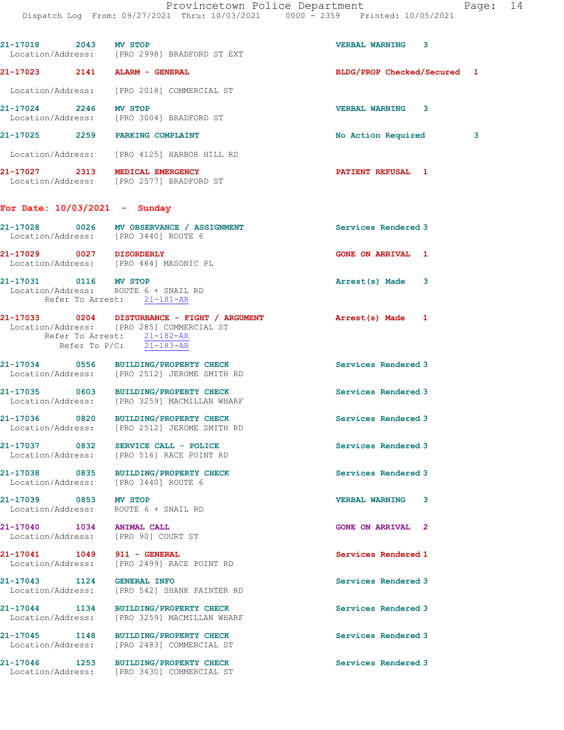21-17018 2043 MV STOP VERBAL WARNING 3
Location/Address: [PRO 2998] BRADFORD ST EXT

21-17023 2141 ALARM - GENERAL BLDG/PROP Checked/Secured 1
Location/Address: [PRO 2018] COMMERCIAL ST

21-17024 2246 MV STOP VERBAL WARNING 3
Location/Address: [PRO 3004] BRADFORD ST

21-17025 2259 PARKING COMPLAINT No Action Required 3
Location/Address: [PRO 4125] HARBOR HILL RD

21-17027 2313 MEDICAL EMERGENCY PATIENT REFUSAL 1
Location/Address: [PRO 2577] BRADFORD ST

## For Date: 10/03/2021 - Sunday

21-17028 0026 MV OBSERVANCE / ASSIGNMENT Services Rendered 3
Location/Address: [PRO 3440] ROUTE 6

21-17029 0027 DISORDERLY GONE ON ARRIVAL 1
Location/Address: [PRO 484] MASONIC PL

21-17031 0116 MV STOP Arrest(s) Made 3
Location/Address: ROUTE 6 + SNAIL RD
Refer To Arrest: 21-181-AR

21-17033 0204 DISTURBANCE - FIGHT / ARGUMENT Arrest(s) Made 1
Location/Address: [PRO 285] COMMERCIAL ST
Refer To Arrest: 21-182-AR
Refer To P/C: 21-183-AR

21-17034 0556 BUILDING/PROPERTY CHECK Services Rendered 3
Location/Address: [PRO 2512] JEROME SMITH RD

21-17035 0603 BUILDING/PROPERTY CHECK Services Rendered 3
Location/Address: [PRO 3259] MACMILLAN WHARF

21-17036 0820 BUILDING/PROPERTY CHECK Services Rendered 3
Location/Address: [PRO 2512] JEROME SMITH RD

21-17037 0832 SERVICE CALL - POLICE Services Rendered 3
Location/Address: [PRO 516] RACE POINT RD

21-17038 0835 BUILDING/PROPERTY CHECK Services Rendered 3
Location/Address: [PRO 3440] ROUTE 6

21-17039 0853 MV STOP VERBAL WARNING 3
Location/Address: ROUTE 6 + SNAIL RD

21-17040 1034 ANIMAL CALL GONE ON ARRIVAL 2
Location/Address: [PRO 90] COURT ST

21-17041 1049 911 - GENERAL Services Rendered 1
Location/Address: [PRO 2499] RACE POINT RD

21-17043 1124 GENERAL INFO Services Rendered 3
Location/Address: [PRO 542] SHANK PAINTER RD

21-17044 1134 BUILDING/PROPERTY CHECK Services Rendered 3
Location/Address: [PRO 3259] MACMILLAN WHARF

21-17045 1148 BUILDING/PROPERTY CHECK Services Rendered 3
Location/Address: [PRO 2483] COMMERCIAL ST

21-17046 1253 BUILDING/PROPERTY CHECK Services Rendered 3
Location/Address: [PRO 3430] COMMERCIAL ST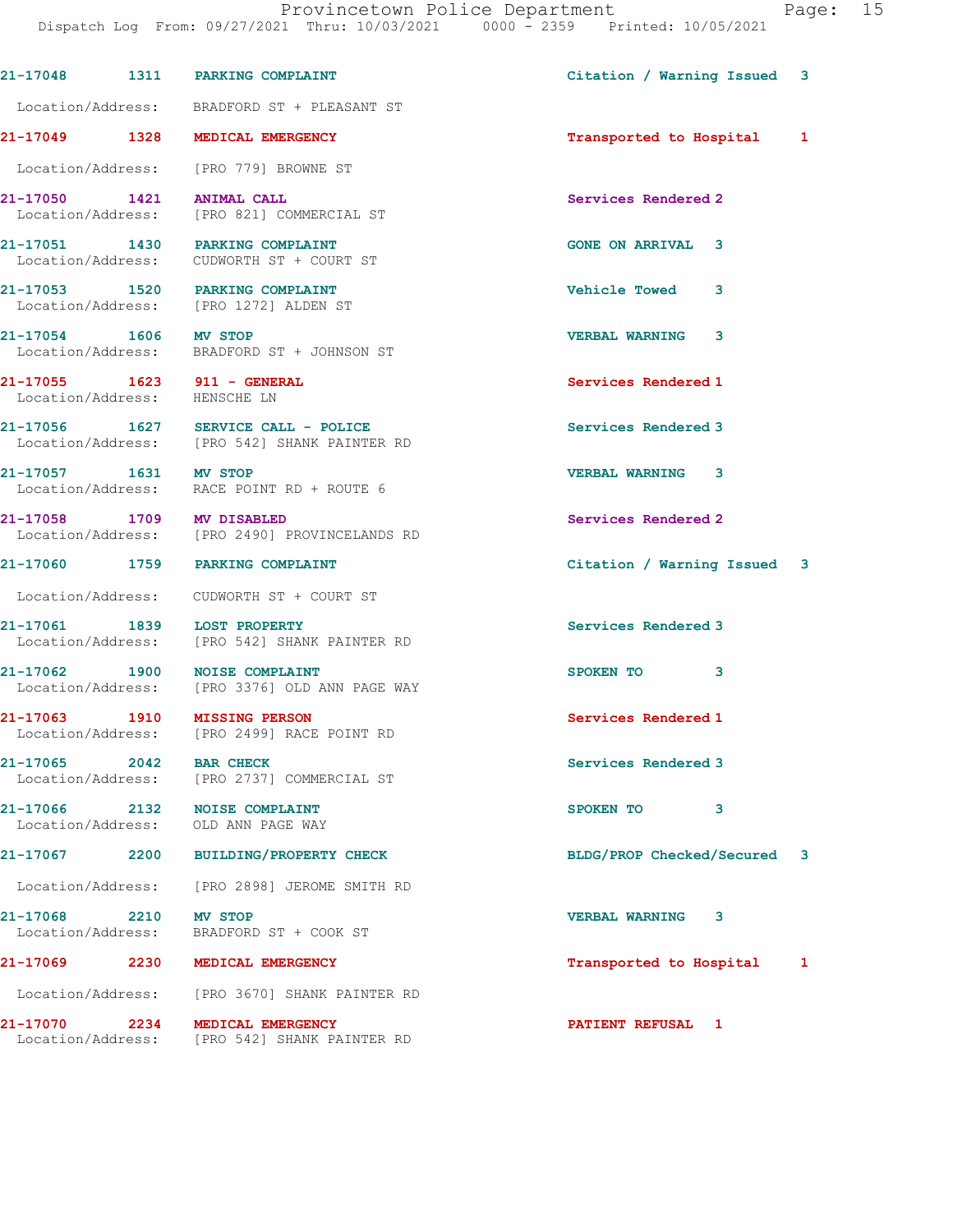| | | | | |
|---|---|---|---|---|
| 21-17048 | 1311 | PARKING COMPLAINT | Citation / Warning Issued | 3 |
| Location/Address: | | BRADFORD ST + PLEASANT ST | | |
| 21-17049 | 1328 | MEDICAL EMERGENCY | Transported to Hospital | 1 |
| Location/Address: | | [PRO 779] BROWNE ST | | |
| 21-17050 | 1421 | ANIMAL CALL | Services Rendered | 2 |
| Location/Address: | | [PRO 821] COMMERCIAL ST | | |
| 21-17051 | 1430 | PARKING COMPLAINT | GONE ON ARRIVAL | 3 |
| Location/Address: | | CUDWORTH ST + COURT ST | | |
| 21-17053 | 1520 | PARKING COMPLAINT | Vehicle Towed | 3 |
| Location/Address: | | [PRO 1272] ALDEN ST | | |
| 21-17054 | 1606 | MV STOP | VERBAL WARNING | 3 |
| Location/Address: | | BRADFORD ST + JOHNSON ST | | |
| 21-17055 | 1623 | 911 - GENERAL | Services Rendered | 1 |
| Location/Address: | | HENSCHE LN | | |
| 21-17056 | 1627 | SERVICE CALL - POLICE | Services Rendered | 3 |
| Location/Address: | | [PRO 542] SHANK PAINTER RD | | |
| 21-17057 | 1631 | MV STOP | VERBAL WARNING | 3 |
| Location/Address: | | RACE POINT RD + ROUTE 6 | | |
| 21-17058 | 1709 | MV DISABLED | Services Rendered | 2 |
| Location/Address: | | [PRO 2490] PROVINCELANDS RD | | |
| 21-17060 | 1759 | PARKING COMPLAINT | Citation / Warning Issued | 3 |
| Location/Address: | | CUDWORTH ST + COURT ST | | |
| 21-17061 | 1839 | LOST PROPERTY | Services Rendered | 3 |
| Location/Address: | | [PRO 542] SHANK PAINTER RD | | |
| 21-17062 | 1900 | NOISE COMPLAINT | SPOKEN TO | 3 |
| Location/Address: | | [PRO 3376] OLD ANN PAGE WAY | | |
| 21-17063 | 1910 | MISSING PERSON | Services Rendered | 1 |
| Location/Address: | | [PRO 2499] RACE POINT RD | | |
| 21-17065 | 2042 | BAR CHECK | Services Rendered | 3 |
| Location/Address: | | [PRO 2737] COMMERCIAL ST | | |
| 21-17066 | 2132 | NOISE COMPLAINT | SPOKEN TO | 3 |
| Location/Address: | | OLD ANN PAGE WAY | | |
| 21-17067 | 2200 | BUILDING/PROPERTY CHECK | BLDG/PROP Checked/Secured | 3 |
| Location/Address: | | [PRO 2898] JEROME SMITH RD | | |
| 21-17068 | 2210 | MV STOP | VERBAL WARNING | 3 |
| Location/Address: | | BRADFORD ST + COOK ST | | |
| 21-17069 | 2230 | MEDICAL EMERGENCY | Transported to Hospital | 1 |
| Location/Address: | | [PRO 3670] SHANK PAINTER RD | | |
| 21-17070 | 2234 | MEDICAL EMERGENCY | PATIENT REFUSAL | 1 |
| Location/Address: | | [PRO 542] SHANK PAINTER RD | | |